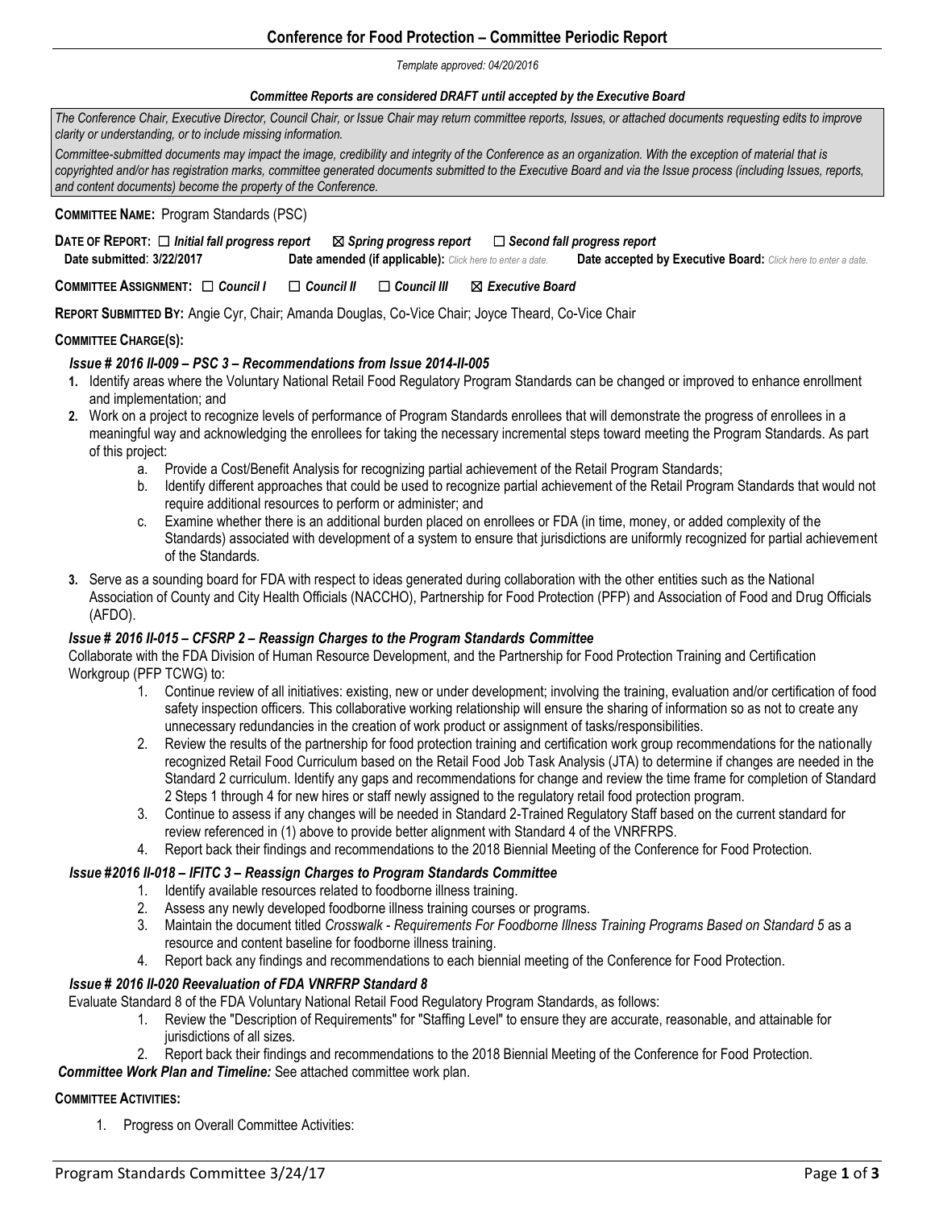# Conference for Food Protection – Committee Periodic Report

*Template approved: 04/20/2016*

***Committee Reports are considered DRAFT until accepted by the Executive Board***

*The Conference Chair, Executive Director, Council Chair, or Issue Chair may return committee reports, Issues, or attached documents requesting edits to improve clarity or understanding, or to include missing information.*

*Committee-submitted documents may impact the image, credibility and integrity of the Conference as an organization. With the exception of material that is copyrighted and/or has registration marks, committee generated documents submitted to the Executive Board and via the Issue process (including Issues, reports, and content documents) become the property of the Conference.*

**COMMITTEE NAME:** Program Standards (PSC)

**DATE OF REPORT:** ☐ ***Initial fall progress report*** ☒ ***Spring progress report*** ☐ ***Second fall progress report***

**Date submitted**: **3/22/2017** **Date amended (if applicable):** *Click here to enter a date.* **Date accepted by Executive Board:** *Click here to enter a date.*

**COMMITTEE ASSIGNMENT:** ☐ ***Council I*** ☐ ***Council II*** ☐ ***Council III*** ☒ ***Executive Board***

**REPORT SUBMITTED BY:** Angie Cyr, Chair; Amanda Douglas, Co-Vice Chair; Joyce Theard, Co-Vice Chair

**COMMITTEE CHARGE(S):**

***Issue # 2016 II-009 – PSC 3 – Recommendations from Issue 2014-II-005***

1. Identify areas where the Voluntary National Retail Food Regulatory Program Standards can be changed or improved to enhance enrollment and implementation; and
2. Work on a project to recognize levels of performance of Program Standards enrollees that will demonstrate the progress of enrollees in a meaningful way and acknowledging the enrollees for taking the necessary incremental steps toward meeting the Program Standards. As part of this project:
   a. Provide a Cost/Benefit Analysis for recognizing partial achievement of the Retail Program Standards;
   b. Identify different approaches that could be used to recognize partial achievement of the Retail Program Standards that would not require additional resources to perform or administer; and
   c. Examine whether there is an additional burden placed on enrollees or FDA (in time, money, or added complexity of the Standards) associated with development of a system to ensure that jurisdictions are uniformly recognized for partial achievement of the Standards.
3. Serve as a sounding board for FDA with respect to ideas generated during collaboration with the other entities such as the National Association of County and City Health Officials (NACCHO), Partnership for Food Protection (PFP) and Association of Food and Drug Officials (AFDO).

***Issue # 2016 II-015 – CFSRP 2 – Reassign Charges to the Program Standards Committee***

Collaborate with the FDA Division of Human Resource Development, and the Partnership for Food Protection Training and Certification Workgroup (PFP TCWG) to:

1. Continue review of all initiatives: existing, new or under development; involving the training, evaluation and/or certification of food safety inspection officers. This collaborative working relationship will ensure the sharing of information so as not to create any unnecessary redundancies in the creation of work product or assignment of tasks/responsibilities.
2. Review the results of the partnership for food protection training and certification work group recommendations for the nationally recognized Retail Food Curriculum based on the Retail Food Job Task Analysis (JTA) to determine if changes are needed in the Standard 2 curriculum. Identify any gaps and recommendations for change and review the time frame for completion of Standard 2 Steps 1 through 4 for new hires or staff newly assigned to the regulatory retail food protection program.
3. Continue to assess if any changes will be needed in Standard 2-Trained Regulatory Staff based on the current standard for review referenced in (1) above to provide better alignment with Standard 4 of the VNRFRPS.
4. Report back their findings and recommendations to the 2018 Biennial Meeting of the Conference for Food Protection.

***Issue #2016 II-018 – IFITC 3 – Reassign Charges to Program Standards Committee***

1. Identify available resources related to foodborne illness training.
2. Assess any newly developed foodborne illness training courses or programs.
3. Maintain the document titled *Crosswalk - Requirements For Foodborne Illness Training Programs Based on Standard 5* as a resource and content baseline for foodborne illness training.
4. Report back any findings and recommendations to each biennial meeting of the Conference for Food Protection.

***Issue # 2016 II-020 Reevaluation of FDA VNRFRP Standard 8***

Evaluate Standard 8 of the FDA Voluntary National Retail Food Regulatory Program Standards, as follows:

1. Review the "Description of Requirements" for "Staffing Level" to ensure they are accurate, reasonable, and attainable for jurisdictions of all sizes.
2. Report back their findings and recommendations to the 2018 Biennial Meeting of the Conference for Food Protection.

***Committee Work Plan and Timeline:*** See attached committee work plan.

**COMMITTEE ACTIVITIES:**

1. Progress on Overall Committee Activities: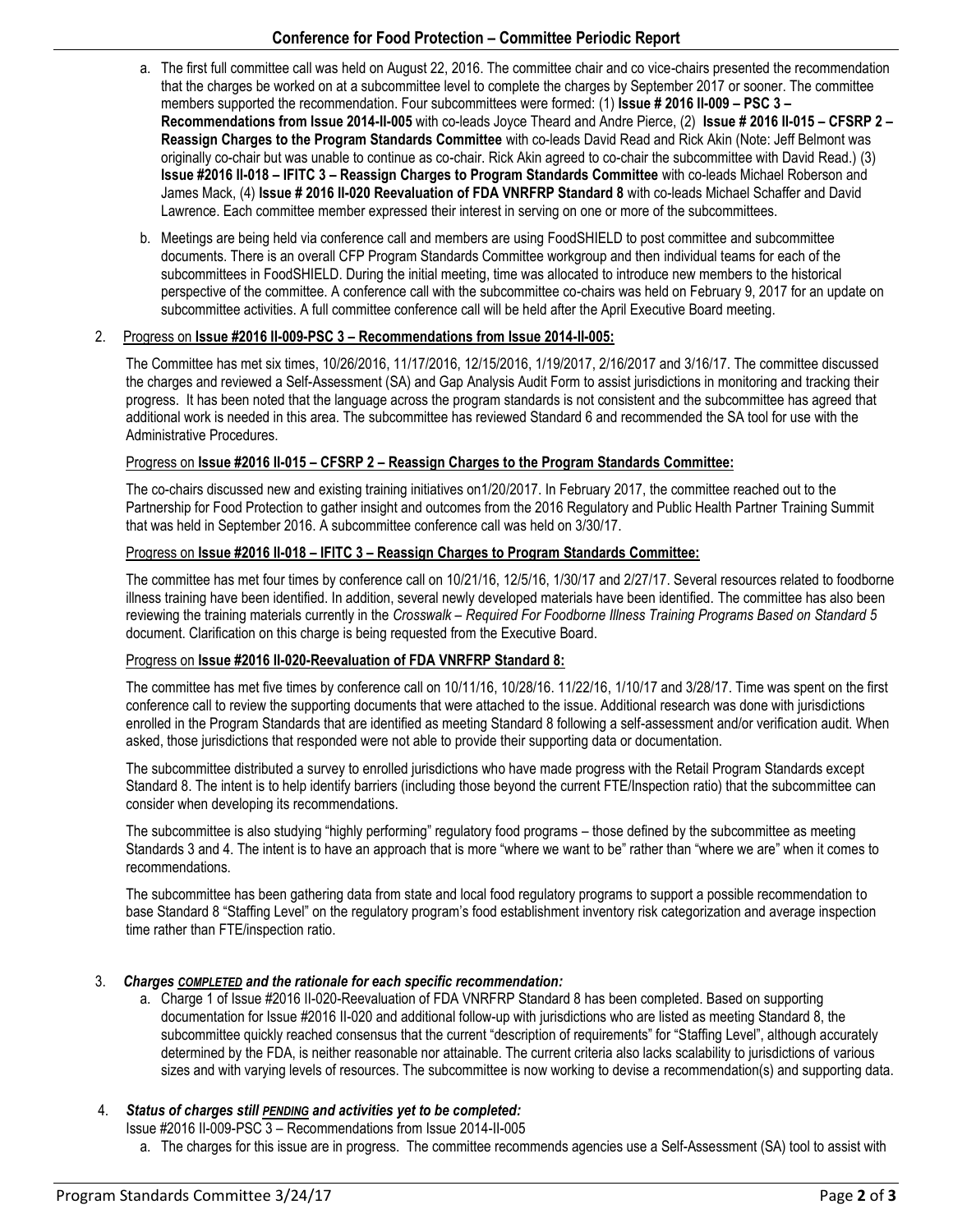a. The first full committee call was held on August 22, 2016. The committee chair and co vice-chairs presented the recommendation that the charges be worked on at a subcommittee level to complete the charges by September 2017 or sooner. The committee members supported the recommendation. Four subcommittees were formed: (1) **Issue # 2016 II-009 – PSC 3 – Recommendations from Issue 2014-II-005** with co-leads Joyce Theard and Andre Pierce, (2) **Issue # 2016 II-015 – CFSRP 2 – Reassign Charges to the Program Standards Committee** with co-leads David Read and Rick Akin (Note: Jeff Belmont was originally co-chair but was unable to continue as co-chair. Rick Akin agreed to co-chair the subcommittee with David Read.) (3) **Issue #2016 II-018 – IFITC 3 – Reassign Charges to Program Standards Committee** with co-leads Michael Roberson and James Mack, (4) **Issue # 2016 II-020 Reevaluation of FDA VNRFRP Standard 8** with co-leads Michael Schaffer and David Lawrence. Each committee member expressed their interest in serving on one or more of the subcommittees.

b. Meetings are being held via conference call and members are using FoodSHIELD to post committee and subcommittee documents. There is an overall CFP Program Standards Committee workgroup and then individual teams for each of the subcommittees in FoodSHIELD. During the initial meeting, time was allocated to introduce new members to the historical perspective of the committee. A conference call with the subcommittee co-chairs was held on February 9, 2017 for an update on subcommittee activities. A full committee conference call will be held after the April Executive Board meeting.

2. Progress on **Issue #2016 II-009-PSC 3 – Recommendations from Issue 2014-II-005:**

The Committee has met six times, 10/26/2016, 11/17/2016, 12/15/2016, 1/19/2017, 2/16/2017 and 3/16/17. The committee discussed the charges and reviewed a Self-Assessment (SA) and Gap Analysis Audit Form to assist jurisdictions in monitoring and tracking their progress. It has been noted that the language across the program standards is not consistent and the subcommittee has agreed that additional work is needed in this area. The subcommittee has reviewed Standard 6 and recommended the SA tool for use with the Administrative Procedures.

Progress on **Issue #2016 II-015 – CFSRP 2 – Reassign Charges to the Program Standards Committee:**

The co-chairs discussed new and existing training initiatives on1/20/2017. In February 2017, the committee reached out to the Partnership for Food Protection to gather insight and outcomes from the 2016 Regulatory and Public Health Partner Training Summit that was held in September 2016. A subcommittee conference call was held on 3/30/17.

Progress on **Issue #2016 II-018 – IFITC 3 – Reassign Charges to Program Standards Committee:**

The committee has met four times by conference call on 10/21/16, 12/5/16, 1/30/17 and 2/27/17. Several resources related to foodborne illness training have been identified. In addition, several newly developed materials have been identified. The committee has also been reviewing the training materials currently in the *Crosswalk – Required For Foodborne Illness Training Programs Based on Standard 5* document. Clarification on this charge is being requested from the Executive Board.

Progress on **Issue #2016 II-020-Reevaluation of FDA VNRFRP Standard 8:**

The committee has met five times by conference call on 10/11/16, 10/28/16. 11/22/16, 1/10/17 and 3/28/17. Time was spent on the first conference call to review the supporting documents that were attached to the issue. Additional research was done with jurisdictions enrolled in the Program Standards that are identified as meeting Standard 8 following a self-assessment and/or verification audit. When asked, those jurisdictions that responded were not able to provide their supporting data or documentation.

The subcommittee distributed a survey to enrolled jurisdictions who have made progress with the Retail Program Standards except Standard 8. The intent is to help identify barriers (including those beyond the current FTE/Inspection ratio) that the subcommittee can consider when developing its recommendations.

The subcommittee is also studying "highly performing" regulatory food programs – those defined by the subcommittee as meeting Standards 3 and 4. The intent is to have an approach that is more "where we want to be" rather than "where we are" when it comes to recommendations.

The subcommittee has been gathering data from state and local food regulatory programs to support a possible recommendation to base Standard 8 "Staffing Level" on the regulatory program's food establishment inventory risk categorization and average inspection time rather than FTE/inspection ratio.

3. ***Charges <u>COMPLETED</u> and the rationale for each specific recommendation:***

a. Charge 1 of Issue #2016 II-020-Reevaluation of FDA VNRFRP Standard 8 has been completed. Based on supporting documentation for Issue #2016 II-020 and additional follow-up with jurisdictions who are listed as meeting Standard 8, the subcommittee quickly reached consensus that the current "description of requirements" for "Staffing Level", although accurately determined by the FDA, is neither reasonable nor attainable. The current criteria also lacks scalability to jurisdictions of various sizes and with varying levels of resources. The subcommittee is now working to devise a recommendation(s) and supporting data.

4. ***Status of charges still <u>PENDING</u> and activities yet to be completed:***

Issue #2016 II-009-PSC 3 – Recommendations from Issue 2014-II-005

a. The charges for this issue are in progress. The committee recommends agencies use a Self-Assessment (SA) tool to assist with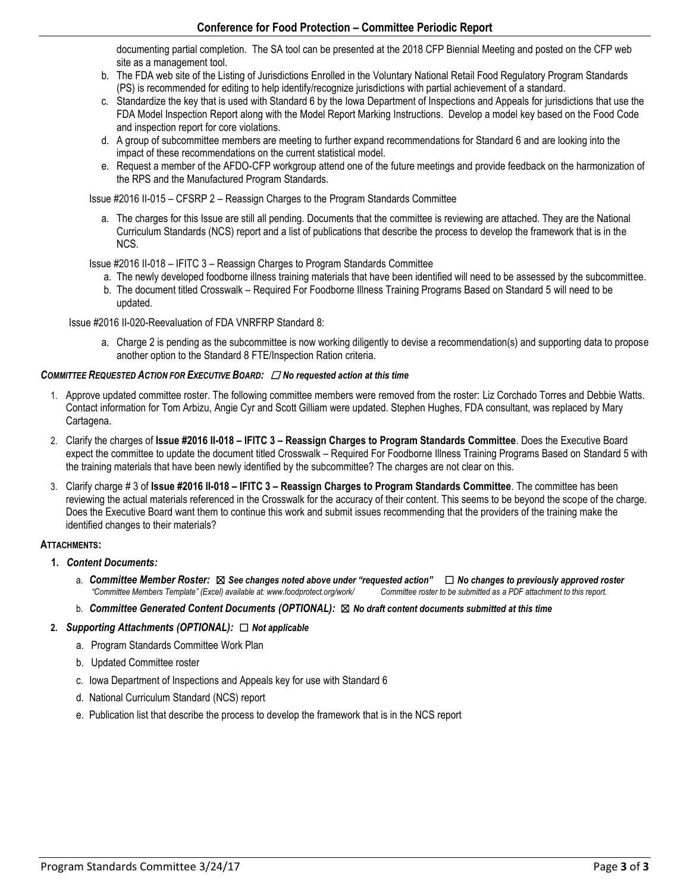documenting partial completion. The SA tool can be presented at the 2018 CFP Biennial Meeting and posted on the CFP web site as a management tool.

b. The FDA web site of the Listing of Jurisdictions Enrolled in the Voluntary National Retail Food Regulatory Program Standards (PS) is recommended for editing to help identify/recognize jurisdictions with partial achievement of a standard.

c. Standardize the key that is used with Standard 6 by the Iowa Department of Inspections and Appeals for jurisdictions that use the FDA Model Inspection Report along with the Model Report Marking Instructions. Develop a model key based on the Food Code and inspection report for core violations.

d. A group of subcommittee members are meeting to further expand recommendations for Standard 6 and are looking into the impact of these recommendations on the current statistical model.

e. Request a member of the AFDO-CFP workgroup attend one of the future meetings and provide feedback on the harmonization of the RPS and the Manufactured Program Standards.

Issue #2016 II-015 – CFSRP 2 – Reassign Charges to the Program Standards Committee

a. The charges for this Issue are still all pending. Documents that the committee is reviewing are attached. They are the National Curriculum Standards (NCS) report and a list of publications that describe the process to develop the framework that is in the NCS.

Issue #2016 II-018 – IFITC 3 – Reassign Charges to Program Standards Committee

a. The newly developed foodborne illness training materials that have been identified will need to be assessed by the subcommittee.

b. The document titled Crosswalk – Required For Foodborne Illness Training Programs Based on Standard 5 will need to be updated.

Issue #2016 II-020-Reevaluation of FDA VNRFRP Standard 8:

a. Charge 2 is pending as the subcommittee is now working diligently to devise a recommendation(s) and supporting data to propose another option to the Standard 8 FTE/Inspection Ration criteria.

***COMMITTEE REQUESTED ACTION FOR EXECUTIVE BOARD:*** ☐ ***No requested action at this time***

1. Approve updated committee roster. The following committee members were removed from the roster: Liz Corchado Torres and Debbie Watts. Contact information for Tom Arbizu, Angie Cyr and Scott Gilliam were updated. Stephen Hughes, FDA consultant, was replaced by Mary Cartagena.

2. Clarify the charges of **Issue #2016 II-018 – IFITC 3 – Reassign Charges to Program Standards Committee**. Does the Executive Board expect the committee to update the document titled Crosswalk – Required For Foodborne Illness Training Programs Based on Standard 5 with the training materials that have been newly identified by the subcommittee? The charges are not clear on this.

3. Clarify charge # 3 of **Issue #2016 II-018 – IFITC 3 – Reassign Charges to Program Standards Committee**. The committee has been reviewing the actual materials referenced in the Crosswalk for the accuracy of their content. This seems to be beyond the scope of the charge. Does the Executive Board want them to continue this work and submit issues recommending that the providers of the training make the identified changes to their materials?

**ATTACHMENTS:**

1. ***Content Documents:***

   a. ***Committee Member Roster:*** ☒ ***See changes noted above under "requested action"*** ☐ ***No changes to previously approved roster***
   *"Committee Members Template" (Excel) available at: www.foodprotect.org/work/* *Committee roster to be submitted as a PDF attachment to this report.*

   b. ***Committee Generated Content Documents (OPTIONAL):*** ☒ ***No draft content documents submitted at this time***

2. ***Supporting Attachments (OPTIONAL):*** ☐ ***Not applicable***

   a. Program Standards Committee Work Plan

   b. Updated Committee roster

   c. Iowa Department of Inspections and Appeals key for use with Standard 6

   d. National Curriculum Standard (NCS) report

   e. Publication list that describe the process to develop the framework that is in the NCS report